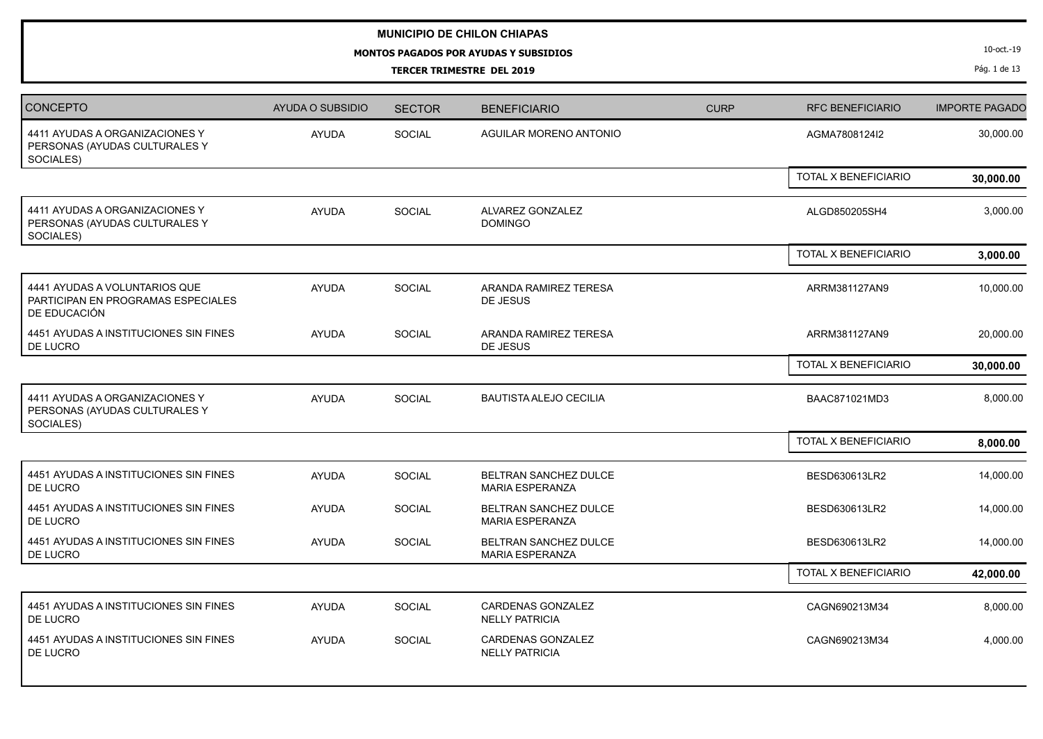# MUNICIPIO DE CHILON CHIAPAS

**MONTOS PAGADOS POR AYUDAS Y SUBSIDIOS**

**TERCER TRIMESTRE DEL 2019**

10-oct.-19

| CONCEPTO | AYUDA O SUBSIDIO | SECTOR | BENEFICIARIO | CURP | RFC BENEFICIARIO | IMPORTE PAGADO |
|---|---|---|---|---|---|---|
| 4411 AYUDAS A ORGANIZACIONES Y PERSONAS (AYUDAS CULTURALES Y SOCIALES) | AYUDA | SOCIAL | AGUILAR MORENO ANTONIO | | AGMA7808124I2 | 30,000.00 |
| | | | | | TOTAL X BENEFICIARIO | **30,000.00** |
| 4411 AYUDAS A ORGANIZACIONES Y PERSONAS (AYUDAS CULTURALES Y SOCIALES) | AYUDA | SOCIAL | ALVAREZ GONZALEZ DOMINGO | | ALGD850205SH4 | 3,000.00 |
| | | | | | TOTAL X BENEFICIARIO | **3,000.00** |
| 4441 AYUDAS A VOLUNTARIOS QUE PARTICIPAN EN PROGRAMAS ESPECIALES DE EDUCACIÓN | AYUDA | SOCIAL | ARANDA RAMIREZ TERESA DE JESUS | | ARRM381127AN9 | 10,000.00 |
| 4451 AYUDAS A INSTITUCIONES SIN FINES DE LUCRO | AYUDA | SOCIAL | ARANDA RAMIREZ TERESA DE JESUS | | ARRM381127AN9 | 20,000.00 |
| | | | | | TOTAL X BENEFICIARIO | **30,000.00** |
| 4411 AYUDAS A ORGANIZACIONES Y PERSONAS (AYUDAS CULTURALES Y SOCIALES) | AYUDA | SOCIAL | BAUTISTA ALEJO CECILIA | | BAAC871021MD3 | 8,000.00 |
| | | | | | TOTAL X BENEFICIARIO | **8,000.00** |
| 4451 AYUDAS A INSTITUCIONES SIN FINES DE LUCRO | AYUDA | SOCIAL | BELTRAN SANCHEZ DULCE MARIA ESPERANZA | | BESD630613LR2 | 14,000.00 |
| 4451 AYUDAS A INSTITUCIONES SIN FINES DE LUCRO | AYUDA | SOCIAL | BELTRAN SANCHEZ DULCE MARIA ESPERANZA | | BESD630613LR2 | 14,000.00 |
| 4451 AYUDAS A INSTITUCIONES SIN FINES DE LUCRO | AYUDA | SOCIAL | BELTRAN SANCHEZ DULCE MARIA ESPERANZA | | BESD630613LR2 | 14,000.00 |
| | | | | | TOTAL X BENEFICIARIO | **42,000.00** |
| 4451 AYUDAS A INSTITUCIONES SIN FINES DE LUCRO | AYUDA | SOCIAL | CARDENAS GONZALEZ NELLY PATRICIA | | CAGN690213M34 | 8,000.00 |
| 4451 AYUDAS A INSTITUCIONES SIN FINES DE LUCRO | AYUDA | SOCIAL | CARDENAS GONZALEZ NELLY PATRICIA | | CAGN690213M34 | 4,000.00 |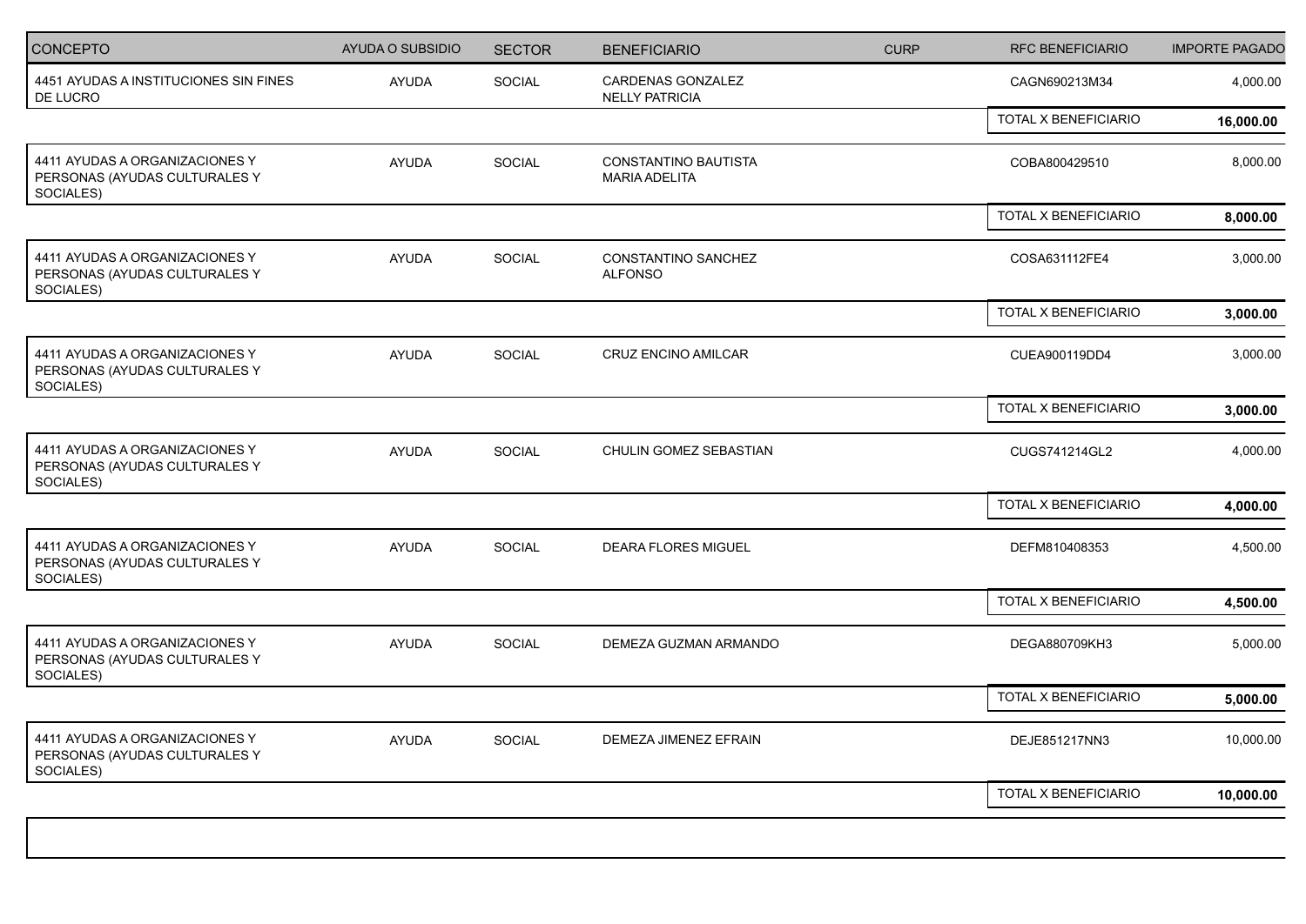| CONCEPTO | AYUDA O SUBSIDIO | SECTOR | BENEFICIARIO | CURP | RFC BENEFICIARIO | IMPORTE PAGADO |
|---|---|---|---|---|---|---|
| 4451 AYUDAS A INSTITUCIONES SIN FINES DE LUCRO | AYUDA | SOCIAL | CARDENAS GONZALEZ NELLY PATRICIA | | CAGN690213M34 | 4,000.00 |
| | | | | | TOTAL X BENEFICIARIO | **16,000.00** |
| 4411 AYUDAS A ORGANIZACIONES Y PERSONAS (AYUDAS CULTURALES Y SOCIALES) | AYUDA | SOCIAL | CONSTANTINO BAUTISTA MARIA ADELITA | | COBA800429510 | 8,000.00 |
| | | | | | TOTAL X BENEFICIARIO | **8,000.00** |
| 4411 AYUDAS A ORGANIZACIONES Y PERSONAS (AYUDAS CULTURALES Y SOCIALES) | AYUDA | SOCIAL | CONSTANTINO SANCHEZ ALFONSO | | COSA631112FE4 | 3,000.00 |
| | | | | | TOTAL X BENEFICIARIO | **3,000.00** |
| 4411 AYUDAS A ORGANIZACIONES Y PERSONAS (AYUDAS CULTURALES Y SOCIALES) | AYUDA | SOCIAL | CRUZ ENCINO AMILCAR | | CUEA900119DD4 | 3,000.00 |
| | | | | | TOTAL X BENEFICIARIO | **3,000.00** |
| 4411 AYUDAS A ORGANIZACIONES Y PERSONAS (AYUDAS CULTURALES Y SOCIALES) | AYUDA | SOCIAL | CHULIN GOMEZ SEBASTIAN | | CUGS741214GL2 | 4,000.00 |
| | | | | | TOTAL X BENEFICIARIO | **4,000.00** |
| 4411 AYUDAS A ORGANIZACIONES Y PERSONAS (AYUDAS CULTURALES Y SOCIALES) | AYUDA | SOCIAL | DEARA FLORES MIGUEL | | DEFM810408353 | 4,500.00 |
| | | | | | TOTAL X BENEFICIARIO | **4,500.00** |
| 4411 AYUDAS A ORGANIZACIONES Y PERSONAS (AYUDAS CULTURALES Y SOCIALES) | AYUDA | SOCIAL | DEMEZA GUZMAN ARMANDO | | DEGA880709KH3 | 5,000.00 |
| | | | | | TOTAL X BENEFICIARIO | **5,000.00** |
| 4411 AYUDAS A ORGANIZACIONES Y PERSONAS (AYUDAS CULTURALES Y SOCIALES) | AYUDA | SOCIAL | DEMEZA JIMENEZ EFRAIN | | DEJE851217NN3 | 10,000.00 |
| | | | | | TOTAL X BENEFICIARIO | **10,000.00** |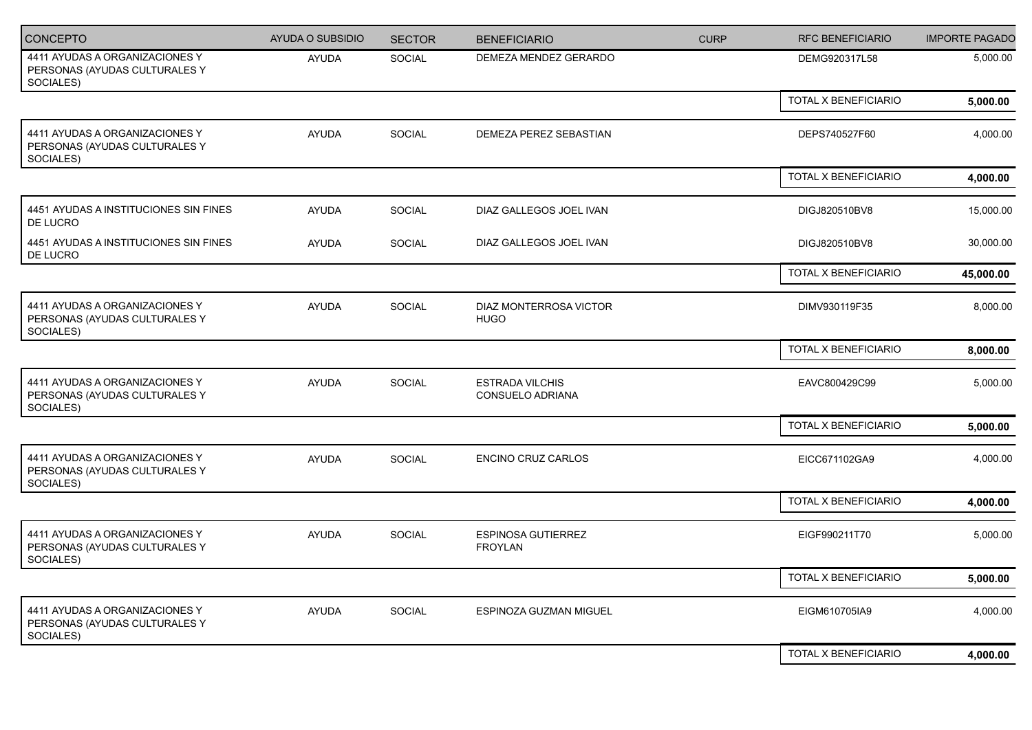| CONCEPTO | AYUDA O SUBSIDIO | SECTOR | BENEFICIARIO | CURP | RFC BENEFICIARIO | IMPORTE PAGADO |
|---|---|---|---|---|---|---|
| 4411 AYUDAS A ORGANIZACIONES Y PERSONAS (AYUDAS CULTURALES Y SOCIALES) | AYUDA | SOCIAL | DEMEZA MENDEZ GERARDO | | DEMG920317L58 | 5,000.00 |
| | | | | | TOTAL X BENEFICIARIO | **5,000.00** |
| 4411 AYUDAS A ORGANIZACIONES Y PERSONAS (AYUDAS CULTURALES Y SOCIALES) | AYUDA | SOCIAL | DEMEZA PEREZ SEBASTIAN | | DEPS740527F60 | 4,000.00 |
| | | | | | TOTAL X BENEFICIARIO | **4,000.00** |
| 4451 AYUDAS A INSTITUCIONES SIN FINES DE LUCRO | AYUDA | SOCIAL | DIAZ GALLEGOS JOEL IVAN | | DIGJ820510BV8 | 15,000.00 |
| 4451 AYUDAS A INSTITUCIONES SIN FINES DE LUCRO | AYUDA | SOCIAL | DIAZ GALLEGOS JOEL IVAN | | DIGJ820510BV8 | 30,000.00 |
| | | | | | TOTAL X BENEFICIARIO | **45,000.00** |
| 4411 AYUDAS A ORGANIZACIONES Y PERSONAS (AYUDAS CULTURALES Y SOCIALES) | AYUDA | SOCIAL | DIAZ MONTERROSA VICTOR HUGO | | DIMV930119F35 | 8,000.00 |
| | | | | | TOTAL X BENEFICIARIO | **8,000.00** |
| 4411 AYUDAS A ORGANIZACIONES Y PERSONAS (AYUDAS CULTURALES Y SOCIALES) | AYUDA | SOCIAL | ESTRADA VILCHIS CONSUELO ADRIANA | | EAVC800429C99 | 5,000.00 |
| | | | | | TOTAL X BENEFICIARIO | **5,000.00** |
| 4411 AYUDAS A ORGANIZACIONES Y PERSONAS (AYUDAS CULTURALES Y SOCIALES) | AYUDA | SOCIAL | ENCINO CRUZ CARLOS | | EICC671102GA9 | 4,000.00 |
| | | | | | TOTAL X BENEFICIARIO | **4,000.00** |
| 4411 AYUDAS A ORGANIZACIONES Y PERSONAS (AYUDAS CULTURALES Y SOCIALES) | AYUDA | SOCIAL | ESPINOSA GUTIERREZ FROYLAN | | EIGF990211T70 | 5,000.00 |
| | | | | | TOTAL X BENEFICIARIO | **5,000.00** |
| 4411 AYUDAS A ORGANIZACIONES Y PERSONAS (AYUDAS CULTURALES Y SOCIALES) | AYUDA | SOCIAL | ESPINOZA GUZMAN MIGUEL | | EIGM610705IA9 | 4,000.00 |
| | | | | | TOTAL X BENEFICIARIO | **4,000.00** |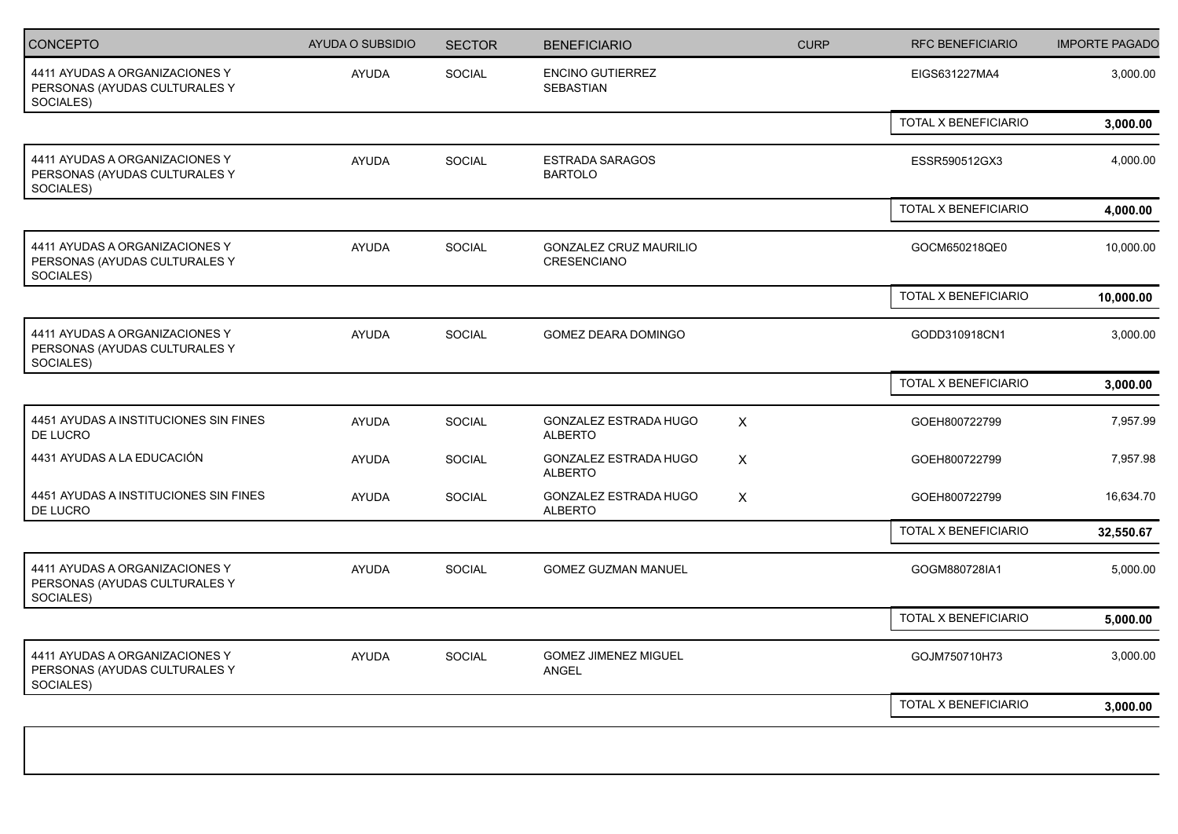| CONCEPTO | AYUDA O SUBSIDIO | SECTOR | BENEFICIARIO | CURP | RFC BENEFICIARIO | IMPORTE PAGADO |
|---|---|---|---|---|---|---|
| 4411 AYUDAS A ORGANIZACIONES Y PERSONAS (AYUDAS CULTURALES Y SOCIALES) | AYUDA | SOCIAL | ENCINO GUTIERREZ SEBASTIAN | | EIGS631227MA4 | 3,000.00 |
| | | | | | TOTAL X BENEFICIARIO | **3,000.00** |
| 4411 AYUDAS A ORGANIZACIONES Y PERSONAS (AYUDAS CULTURALES Y SOCIALES) | AYUDA | SOCIAL | ESTRADA SARAGOS BARTOLO | | ESSR590512GX3 | 4,000.00 |
| | | | | | TOTAL X BENEFICIARIO | **4,000.00** |
| 4411 AYUDAS A ORGANIZACIONES Y PERSONAS (AYUDAS CULTURALES Y SOCIALES) | AYUDA | SOCIAL | GONZALEZ CRUZ MAURILIO CRESENCIANO | | GOCM650218QE0 | 10,000.00 |
| | | | | | TOTAL X BENEFICIARIO | **10,000.00** |
| 4411 AYUDAS A ORGANIZACIONES Y PERSONAS (AYUDAS CULTURALES Y SOCIALES) | AYUDA | SOCIAL | GOMEZ DEARA DOMINGO | | GODD310918CN1 | 3,000.00 |
| | | | | | TOTAL X BENEFICIARIO | **3,000.00** |
| 4451 AYUDAS A INSTITUCIONES SIN FINES DE LUCRO | AYUDA | SOCIAL | GONZALEZ ESTRADA HUGO ALBERTO | X | GOEH800722799 | 7,957.99 |
| 4431 AYUDAS A LA EDUCACIÓN | AYUDA | SOCIAL | GONZALEZ ESTRADA HUGO ALBERTO | X | GOEH800722799 | 7,957.98 |
| 4451 AYUDAS A INSTITUCIONES SIN FINES DE LUCRO | AYUDA | SOCIAL | GONZALEZ ESTRADA HUGO ALBERTO | X | GOEH800722799 | 16,634.70 |
| | | | | | TOTAL X BENEFICIARIO | **32,550.67** |
| 4411 AYUDAS A ORGANIZACIONES Y PERSONAS (AYUDAS CULTURALES Y SOCIALES) | AYUDA | SOCIAL | GOMEZ GUZMAN MANUEL | | GOGM880728IA1 | 5,000.00 |
| | | | | | TOTAL X BENEFICIARIO | **5,000.00** |
| 4411 AYUDAS A ORGANIZACIONES Y PERSONAS (AYUDAS CULTURALES Y SOCIALES) | AYUDA | SOCIAL | GOMEZ JIMENEZ MIGUEL ANGEL | | GOJM750710H73 | 3,000.00 |
| | | | | | TOTAL X BENEFICIARIO | **3,000.00** |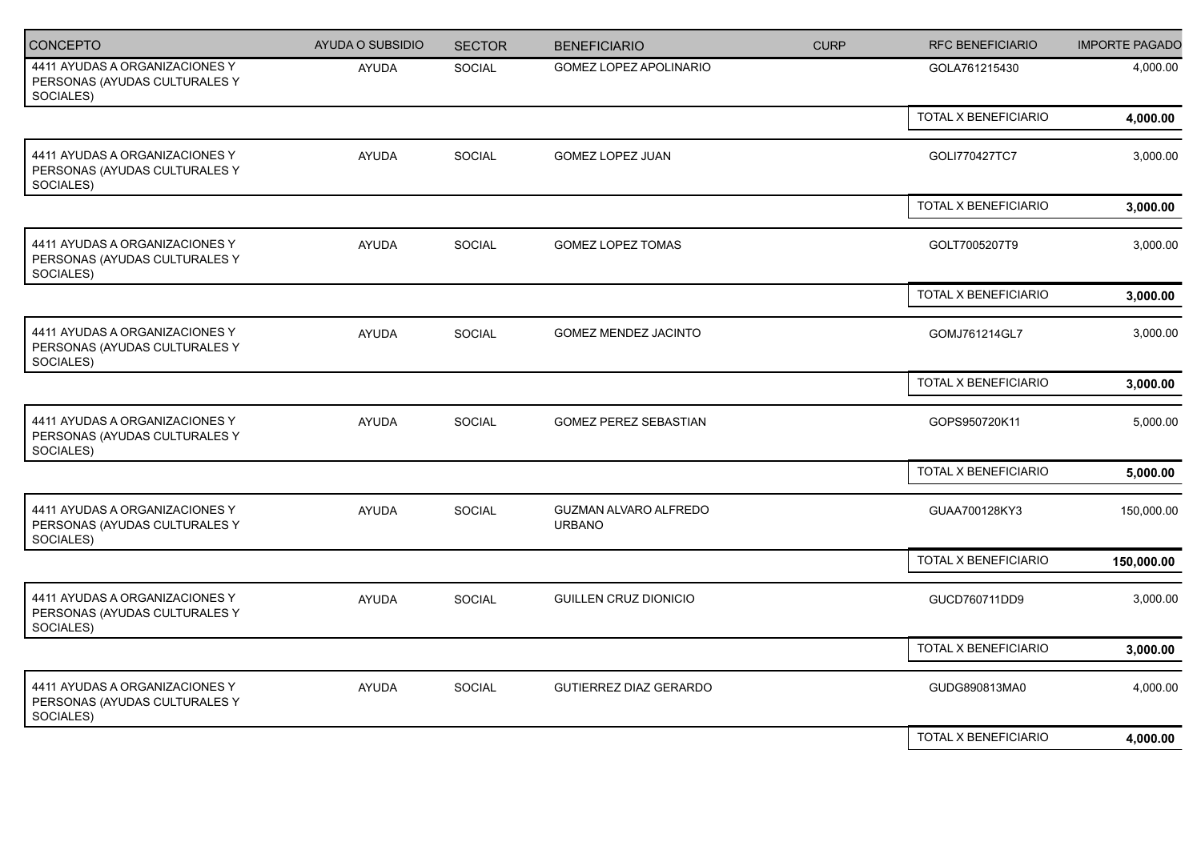| CONCEPTO | AYUDA O SUBSIDIO | SECTOR | BENEFICIARIO | CURP | RFC BENEFICIARIO | IMPORTE PAGADO |
|---|---|---|---|---|---|---|
| 4411 AYUDAS A ORGANIZACIONES Y PERSONAS (AYUDAS CULTURALES Y SOCIALES) | AYUDA | SOCIAL | GOMEZ LOPEZ APOLINARIO | | GOLA761215430 | 4,000.00 |
| | | | | | TOTAL X BENEFICIARIO | **4,000.00** |
| 4411 AYUDAS A ORGANIZACIONES Y PERSONAS (AYUDAS CULTURALES Y SOCIALES) | AYUDA | SOCIAL | GOMEZ LOPEZ JUAN | | GOLI770427TC7 | 3,000.00 |
| | | | | | TOTAL X BENEFICIARIO | **3,000.00** |
| 4411 AYUDAS A ORGANIZACIONES Y PERSONAS (AYUDAS CULTURALES Y SOCIALES) | AYUDA | SOCIAL | GOMEZ LOPEZ TOMAS | | GOLT7005207T9 | 3,000.00 |
| | | | | | TOTAL X BENEFICIARIO | **3,000.00** |
| 4411 AYUDAS A ORGANIZACIONES Y PERSONAS (AYUDAS CULTURALES Y SOCIALES) | AYUDA | SOCIAL | GOMEZ MENDEZ JACINTO | | GOMJ761214GL7 | 3,000.00 |
| | | | | | TOTAL X BENEFICIARIO | **3,000.00** |
| 4411 AYUDAS A ORGANIZACIONES Y PERSONAS (AYUDAS CULTURALES Y SOCIALES) | AYUDA | SOCIAL | GOMEZ PEREZ SEBASTIAN | | GOPS950720K11 | 5,000.00 |
| | | | | | TOTAL X BENEFICIARIO | **5,000.00** |
| 4411 AYUDAS A ORGANIZACIONES Y PERSONAS (AYUDAS CULTURALES Y SOCIALES) | AYUDA | SOCIAL | GUZMAN ALVARO ALFREDO URBANO | | GUAA700128KY3 | 150,000.00 |
| | | | | | TOTAL X BENEFICIARIO | **150,000.00** |
| 4411 AYUDAS A ORGANIZACIONES Y PERSONAS (AYUDAS CULTURALES Y SOCIALES) | AYUDA | SOCIAL | GUILLEN CRUZ DIONICIO | | GUCD760711DD9 | 3,000.00 |
| | | | | | TOTAL X BENEFICIARIO | **3,000.00** |
| 4411 AYUDAS A ORGANIZACIONES Y PERSONAS (AYUDAS CULTURALES Y SOCIALES) | AYUDA | SOCIAL | GUTIERREZ DIAZ GERARDO | | GUDG890813MA0 | 4,000.00 |
| | | | | | TOTAL X BENEFICIARIO | **4,000.00** |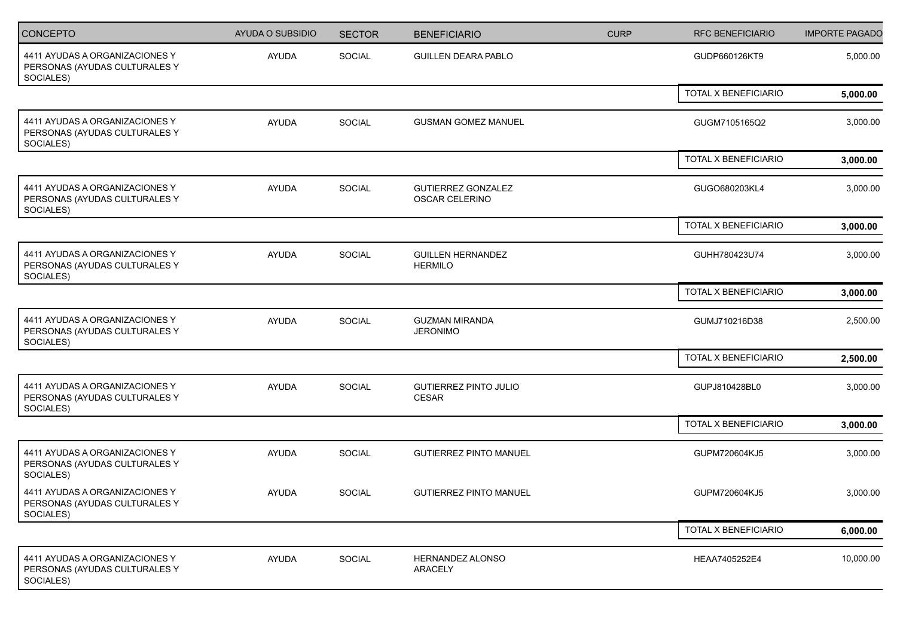| CONCEPTO | AYUDA O SUBSIDIO | SECTOR | BENEFICIARIO | CURP | RFC BENEFICIARIO | IMPORTE PAGADO |
|---|---|---|---|---|---|---|
| 4411 AYUDAS A ORGANIZACIONES Y PERSONAS (AYUDAS CULTURALES Y SOCIALES) | AYUDA | SOCIAL | GUILLEN DEARA PABLO | | GUDP660126KT9 | 5,000.00 |
| | | | | | TOTAL X BENEFICIARIO | **5,000.00** |
| 4411 AYUDAS A ORGANIZACIONES Y PERSONAS (AYUDAS CULTURALES Y SOCIALES) | AYUDA | SOCIAL | GUSMAN GOMEZ MANUEL | | GUGM7105165Q2 | 3,000.00 |
| | | | | | TOTAL X BENEFICIARIO | **3,000.00** |
| 4411 AYUDAS A ORGANIZACIONES Y PERSONAS (AYUDAS CULTURALES Y SOCIALES) | AYUDA | SOCIAL | GUTIERREZ GONZALEZ OSCAR CELERINO | | GUGO680203KL4 | 3,000.00 |
| | | | | | TOTAL X BENEFICIARIO | **3,000.00** |
| 4411 AYUDAS A ORGANIZACIONES Y PERSONAS (AYUDAS CULTURALES Y SOCIALES) | AYUDA | SOCIAL | GUILLEN HERNANDEZ HERMILO | | GUHH780423U74 | 3,000.00 |
| | | | | | TOTAL X BENEFICIARIO | **3,000.00** |
| 4411 AYUDAS A ORGANIZACIONES Y PERSONAS (AYUDAS CULTURALES Y SOCIALES) | AYUDA | SOCIAL | GUZMAN MIRANDA JERONIMO | | GUMJ710216D38 | 2,500.00 |
| | | | | | TOTAL X BENEFICIARIO | **2,500.00** |
| 4411 AYUDAS A ORGANIZACIONES Y PERSONAS (AYUDAS CULTURALES Y SOCIALES) | AYUDA | SOCIAL | GUTIERREZ PINTO JULIO CESAR | | GUPJ810428BL0 | 3,000.00 |
| | | | | | TOTAL X BENEFICIARIO | **3,000.00** |
| 4411 AYUDAS A ORGANIZACIONES Y PERSONAS (AYUDAS CULTURALES Y SOCIALES) | AYUDA | SOCIAL | GUTIERREZ PINTO MANUEL | | GUPM720604KJ5 | 3,000.00 |
| 4411 AYUDAS A ORGANIZACIONES Y PERSONAS (AYUDAS CULTURALES Y SOCIALES) | AYUDA | SOCIAL | GUTIERREZ PINTO MANUEL | | GUPM720604KJ5 | 3,000.00 |
| | | | | | TOTAL X BENEFICIARIO | **6,000.00** |
| 4411 AYUDAS A ORGANIZACIONES Y PERSONAS (AYUDAS CULTURALES Y SOCIALES) | AYUDA | SOCIAL | HERNANDEZ ALONSO ARACELY | | HEAA7405252E4 | 10,000.00 |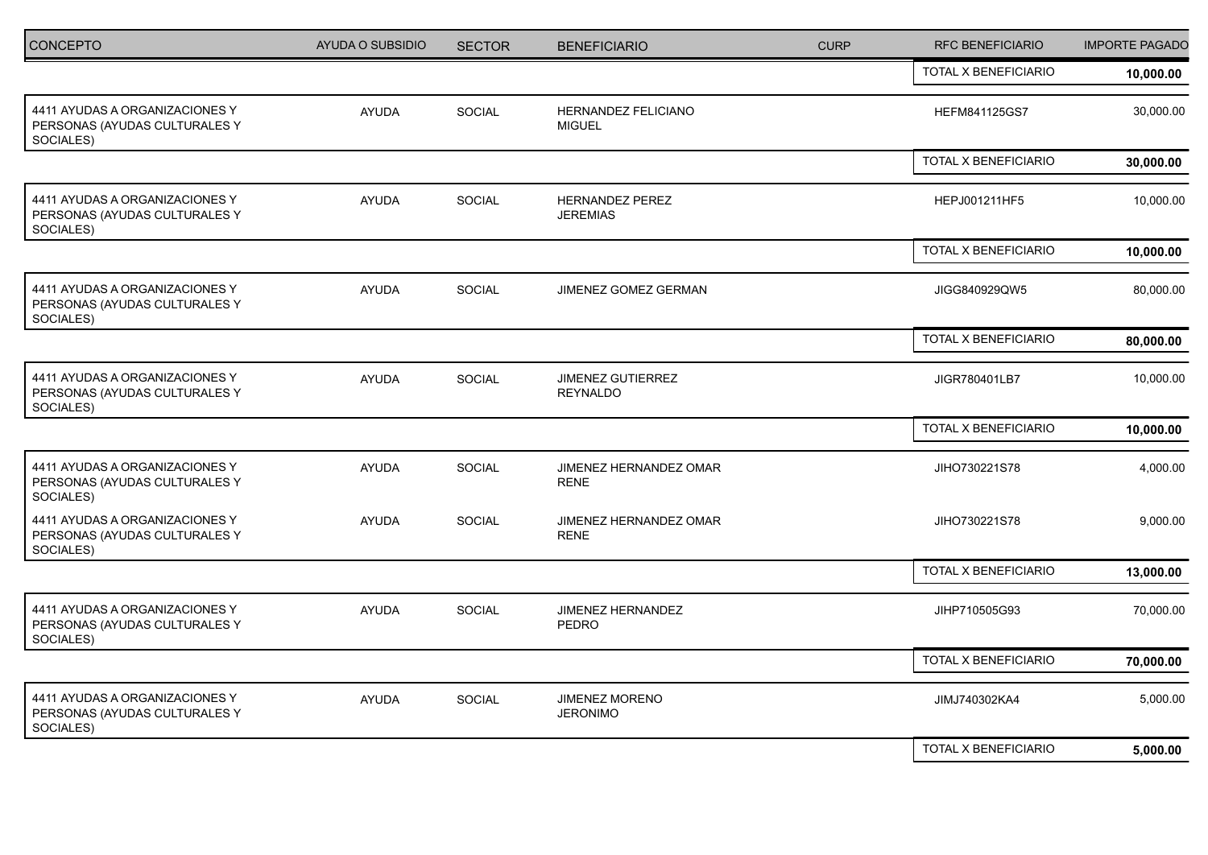| CONCEPTO | AYUDA O SUBSIDIO | SECTOR | BENEFICIARIO | CURP | RFC BENEFICIARIO | IMPORTE PAGADO |
|---|---|---|---|---|---|---|
| | | | | | TOTAL X BENEFICIARIO | **10,000.00** |
| 4411 AYUDAS A ORGANIZACIONES Y PERSONAS (AYUDAS CULTURALES Y SOCIALES) | AYUDA | SOCIAL | HERNANDEZ FELICIANO MIGUEL | | HEFM841125GS7 | 30,000.00 |
| | | | | | TOTAL X BENEFICIARIO | **30,000.00** |
| 4411 AYUDAS A ORGANIZACIONES Y PERSONAS (AYUDAS CULTURALES Y SOCIALES) | AYUDA | SOCIAL | HERNANDEZ PEREZ JEREMIAS | | HEPJ001211HF5 | 10,000.00 |
| | | | | | TOTAL X BENEFICIARIO | **10,000.00** |
| 4411 AYUDAS A ORGANIZACIONES Y PERSONAS (AYUDAS CULTURALES Y SOCIALES) | AYUDA | SOCIAL | JIMENEZ GOMEZ GERMAN | | JIGG840929QW5 | 80,000.00 |
| | | | | | TOTAL X BENEFICIARIO | **80,000.00** |
| 4411 AYUDAS A ORGANIZACIONES Y PERSONAS (AYUDAS CULTURALES Y SOCIALES) | AYUDA | SOCIAL | JIMENEZ GUTIERREZ REYNALDO | | JIGR780401LB7 | 10,000.00 |
| | | | | | TOTAL X BENEFICIARIO | **10,000.00** |
| 4411 AYUDAS A ORGANIZACIONES Y PERSONAS (AYUDAS CULTURALES Y SOCIALES) | AYUDA | SOCIAL | JIMENEZ HERNANDEZ OMAR RENE | | JIHO730221S78 | 4,000.00 |
| 4411 AYUDAS A ORGANIZACIONES Y PERSONAS (AYUDAS CULTURALES Y SOCIALES) | AYUDA | SOCIAL | JIMENEZ HERNANDEZ OMAR RENE | | JIHO730221S78 | 9,000.00 |
| | | | | | TOTAL X BENEFICIARIO | **13,000.00** |
| 4411 AYUDAS A ORGANIZACIONES Y PERSONAS (AYUDAS CULTURALES Y SOCIALES) | AYUDA | SOCIAL | JIMENEZ HERNANDEZ PEDRO | | JIHP710505G93 | 70,000.00 |
| | | | | | TOTAL X BENEFICIARIO | **70,000.00** |
| 4411 AYUDAS A ORGANIZACIONES Y PERSONAS (AYUDAS CULTURALES Y SOCIALES) | AYUDA | SOCIAL | JIMENEZ MORENO JERONIMO | | JIMJ740302KA4 | 5,000.00 |
| | | | | | TOTAL X BENEFICIARIO | **5,000.00** |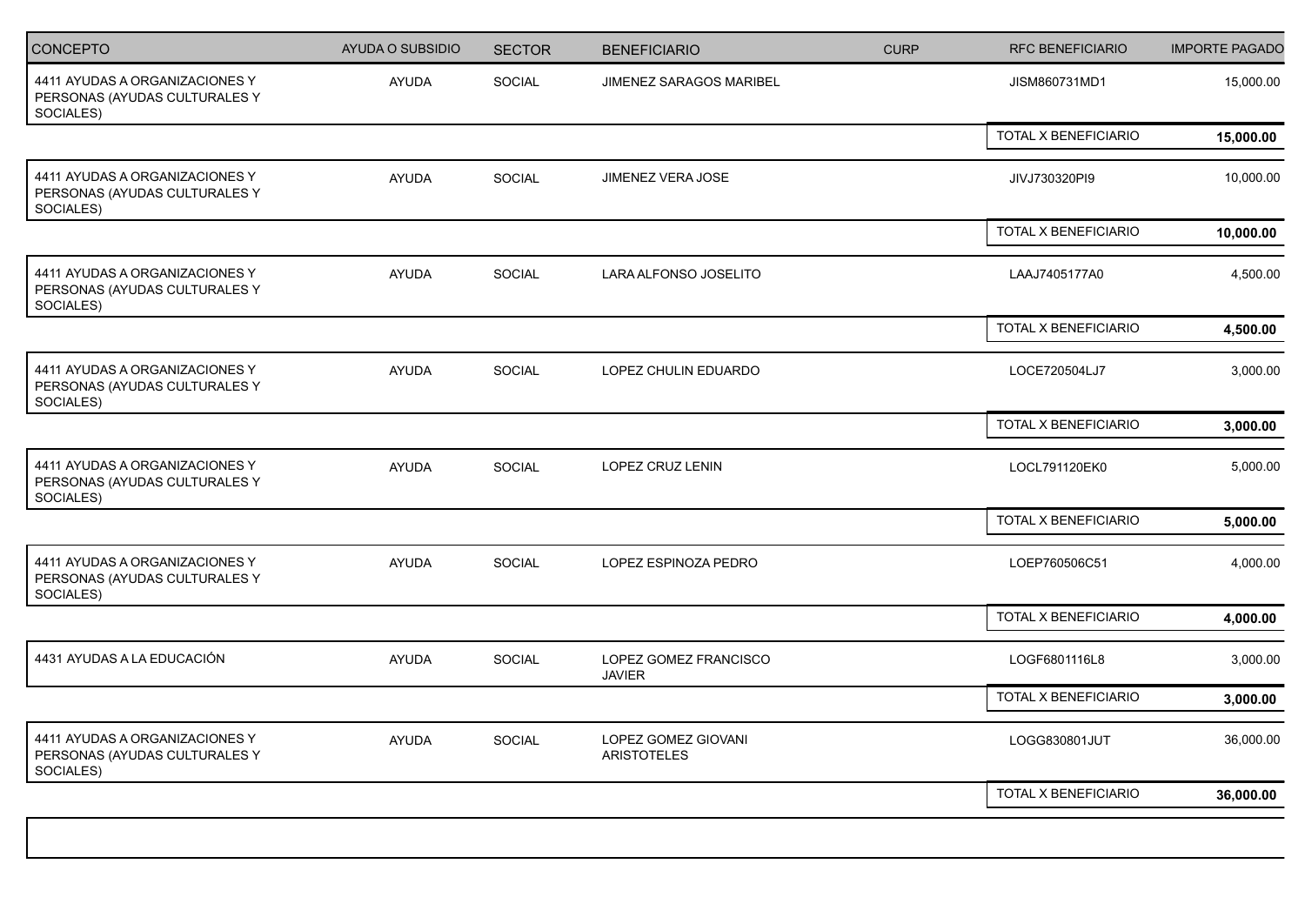| CONCEPTO | AYUDA O SUBSIDIO | SECTOR | BENEFICIARIO | CURP | RFC BENEFICIARIO | IMPORTE PAGADO |
| --- | --- | --- | --- | --- | --- | --- |
| 4411 AYUDAS A ORGANIZACIONES Y PERSONAS (AYUDAS CULTURALES Y SOCIALES) | AYUDA | SOCIAL | JIMENEZ SARAGOS MARIBEL | | JISM860731MD1 | 15,000.00 |
| | | | | | TOTAL X BENEFICIARIO | **15,000.00** |
| 4411 AYUDAS A ORGANIZACIONES Y PERSONAS (AYUDAS CULTURALES Y SOCIALES) | AYUDA | SOCIAL | JIMENEZ VERA JOSE | | JIVJ730320PI9 | 10,000.00 |
| | | | | | TOTAL X BENEFICIARIO | **10,000.00** |
| 4411 AYUDAS A ORGANIZACIONES Y PERSONAS (AYUDAS CULTURALES Y SOCIALES) | AYUDA | SOCIAL | LARA ALFONSO JOSELITO | | LAAJ7405177A0 | 4,500.00 |
| | | | | | TOTAL X BENEFICIARIO | **4,500.00** |
| 4411 AYUDAS A ORGANIZACIONES Y PERSONAS (AYUDAS CULTURALES Y SOCIALES) | AYUDA | SOCIAL | LOPEZ CHULIN EDUARDO | | LOCE720504LJ7 | 3,000.00 |
| | | | | | TOTAL X BENEFICIARIO | **3,000.00** |
| 4411 AYUDAS A ORGANIZACIONES Y PERSONAS (AYUDAS CULTURALES Y SOCIALES) | AYUDA | SOCIAL | LOPEZ CRUZ LENIN | | LOCL791120EK0 | 5,000.00 |
| | | | | | TOTAL X BENEFICIARIO | **5,000.00** |
| 4411 AYUDAS A ORGANIZACIONES Y PERSONAS (AYUDAS CULTURALES Y SOCIALES) | AYUDA | SOCIAL | LOPEZ ESPINOZA PEDRO | | LOEP760506C51 | 4,000.00 |
| | | | | | TOTAL X BENEFICIARIO | **4,000.00** |
| 4431 AYUDAS A LA EDUCACIÓN | AYUDA | SOCIAL | LOPEZ GOMEZ FRANCISCO JAVIER | | LOGF6801116L8 | 3,000.00 |
| | | | | | TOTAL X BENEFICIARIO | **3,000.00** |
| 4411 AYUDAS A ORGANIZACIONES Y PERSONAS (AYUDAS CULTURALES Y SOCIALES) | AYUDA | SOCIAL | LOPEZ GOMEZ GIOVANI ARISTOTELES | | LOGG830801JUT | 36,000.00 |
| | | | | | TOTAL X BENEFICIARIO | **36,000.00** |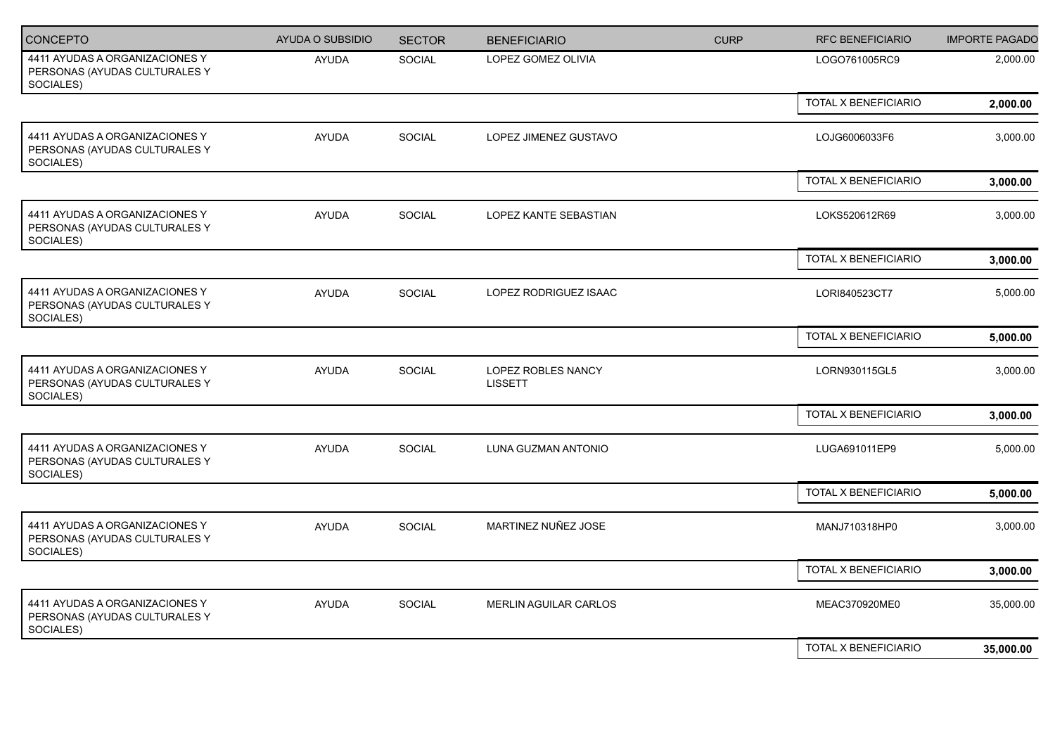| CONCEPTO | AYUDA O SUBSIDIO | SECTOR | BENEFICIARIO | CURP | RFC BENEFICIARIO | IMPORTE PAGADO |
|---|---|---|---|---|---|---|
| 4411 AYUDAS A ORGANIZACIONES Y PERSONAS (AYUDAS CULTURALES Y SOCIALES) | AYUDA | SOCIAL | LOPEZ GOMEZ OLIVIA | | LOGO761005RC9 | 2,000.00 |
| | | | | | TOTAL X BENEFICIARIO | **2,000.00** |
| 4411 AYUDAS A ORGANIZACIONES Y PERSONAS (AYUDAS CULTURALES Y SOCIALES) | AYUDA | SOCIAL | LOPEZ JIMENEZ GUSTAVO | | LOJG6006033F6 | 3,000.00 |
| | | | | | TOTAL X BENEFICIARIO | **3,000.00** |
| 4411 AYUDAS A ORGANIZACIONES Y PERSONAS (AYUDAS CULTURALES Y SOCIALES) | AYUDA | SOCIAL | LOPEZ KANTE SEBASTIAN | | LOKS520612R69 | 3,000.00 |
| | | | | | TOTAL X BENEFICIARIO | **3,000.00** |
| 4411 AYUDAS A ORGANIZACIONES Y PERSONAS (AYUDAS CULTURALES Y SOCIALES) | AYUDA | SOCIAL | LOPEZ RODRIGUEZ ISAAC | | LORI840523CT7 | 5,000.00 |
| | | | | | TOTAL X BENEFICIARIO | **5,000.00** |
| 4411 AYUDAS A ORGANIZACIONES Y PERSONAS (AYUDAS CULTURALES Y SOCIALES) | AYUDA | SOCIAL | LOPEZ ROBLES NANCY LISSETT | | LORN930115GL5 | 3,000.00 |
| | | | | | TOTAL X BENEFICIARIO | **3,000.00** |
| 4411 AYUDAS A ORGANIZACIONES Y PERSONAS (AYUDAS CULTURALES Y SOCIALES) | AYUDA | SOCIAL | LUNA GUZMAN ANTONIO | | LUGA691011EP9 | 5,000.00 |
| | | | | | TOTAL X BENEFICIARIO | **5,000.00** |
| 4411 AYUDAS A ORGANIZACIONES Y PERSONAS (AYUDAS CULTURALES Y SOCIALES) | AYUDA | SOCIAL | MARTINEZ NUÑEZ JOSE | | MANJ710318HP0 | 3,000.00 |
| | | | | | TOTAL X BENEFICIARIO | **3,000.00** |
| 4411 AYUDAS A ORGANIZACIONES Y PERSONAS (AYUDAS CULTURALES Y SOCIALES) | AYUDA | SOCIAL | MERLIN AGUILAR CARLOS | | MEAC370920ME0 | 35,000.00 |
| | | | | | TOTAL X BENEFICIARIO | **35,000.00** |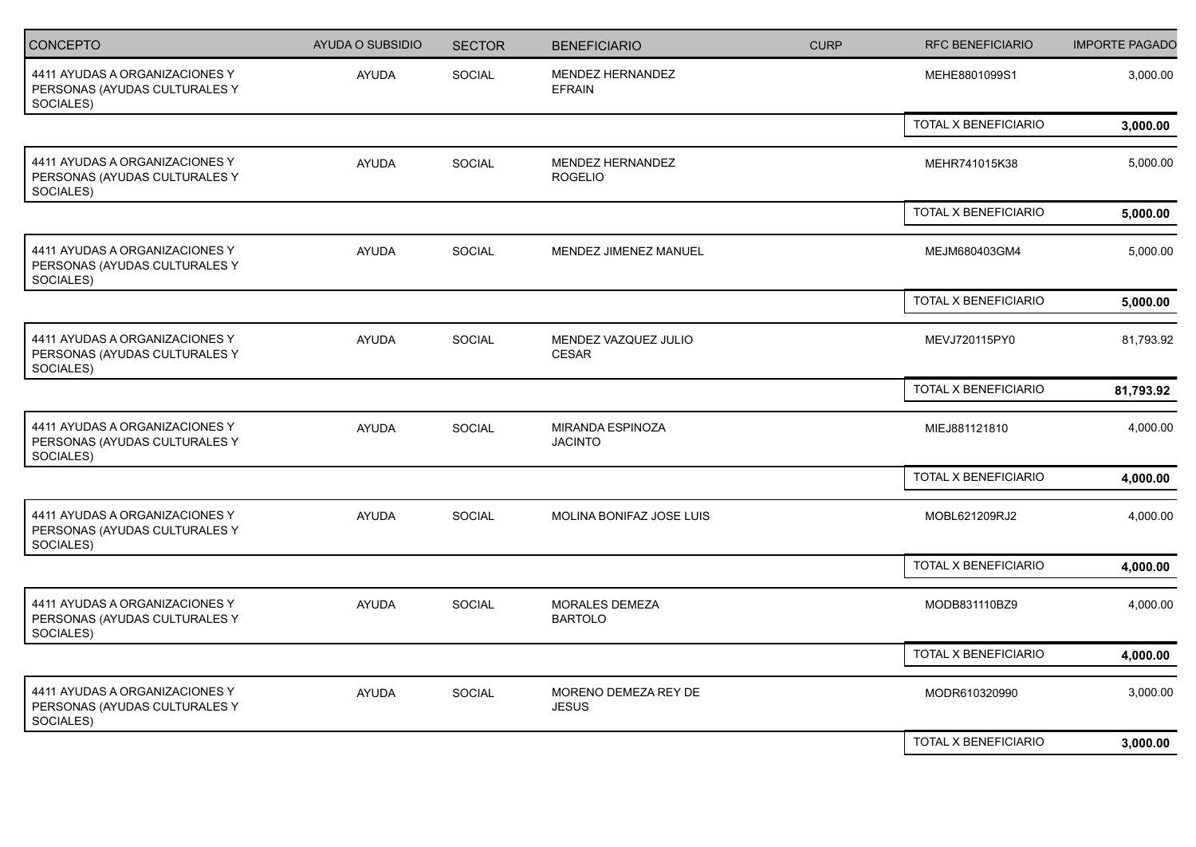| CONCEPTO | AYUDA O SUBSIDIO | SECTOR | BENEFICIARIO | CURP | RFC BENEFICIARIO | IMPORTE PAGADO |
|---|---|---|---|---|---|---|
| 4411 AYUDAS A ORGANIZACIONES Y PERSONAS (AYUDAS CULTURALES Y SOCIALES) | AYUDA | SOCIAL | MENDEZ HERNANDEZ EFRAIN | | MEHE8801099S1 | 3,000.00 |
| | | | | | TOTAL X BENEFICIARIO | **3,000.00** |
| 4411 AYUDAS A ORGANIZACIONES Y PERSONAS (AYUDAS CULTURALES Y SOCIALES) | AYUDA | SOCIAL | MENDEZ HERNANDEZ ROGELIO | | MEHR741015K38 | 5,000.00 |
| | | | | | TOTAL X BENEFICIARIO | **5,000.00** |
| 4411 AYUDAS A ORGANIZACIONES Y PERSONAS (AYUDAS CULTURALES Y SOCIALES) | AYUDA | SOCIAL | MENDEZ JIMENEZ MANUEL | | MEJM680403GM4 | 5,000.00 |
| | | | | | TOTAL X BENEFICIARIO | **5,000.00** |
| 4411 AYUDAS A ORGANIZACIONES Y PERSONAS (AYUDAS CULTURALES Y SOCIALES) | AYUDA | SOCIAL | MENDEZ VAZQUEZ JULIO CESAR | | MEVJ720115PY0 | 81,793.92 |
| | | | | | TOTAL X BENEFICIARIO | **81,793.92** |
| 4411 AYUDAS A ORGANIZACIONES Y PERSONAS (AYUDAS CULTURALES Y SOCIALES) | AYUDA | SOCIAL | MIRANDA ESPINOZA JACINTO | | MIEJ881121810 | 4,000.00 |
| | | | | | TOTAL X BENEFICIARIO | **4,000.00** |
| 4411 AYUDAS A ORGANIZACIONES Y PERSONAS (AYUDAS CULTURALES Y SOCIALES) | AYUDA | SOCIAL | MOLINA BONIFAZ JOSE LUIS | | MOBL621209RJ2 | 4,000.00 |
| | | | | | TOTAL X BENEFICIARIO | **4,000.00** |
| 4411 AYUDAS A ORGANIZACIONES Y PERSONAS (AYUDAS CULTURALES Y SOCIALES) | AYUDA | SOCIAL | MORALES DEMEZA BARTOLO | | MODB831110BZ9 | 4,000.00 |
| | | | | | TOTAL X BENEFICIARIO | **4,000.00** |
| 4411 AYUDAS A ORGANIZACIONES Y PERSONAS (AYUDAS CULTURALES Y SOCIALES) | AYUDA | SOCIAL | MORENO DEMEZA REY DE JESUS | | MODR610320990 | 3,000.00 |
| | | | | | TOTAL X BENEFICIARIO | **3,000.00** |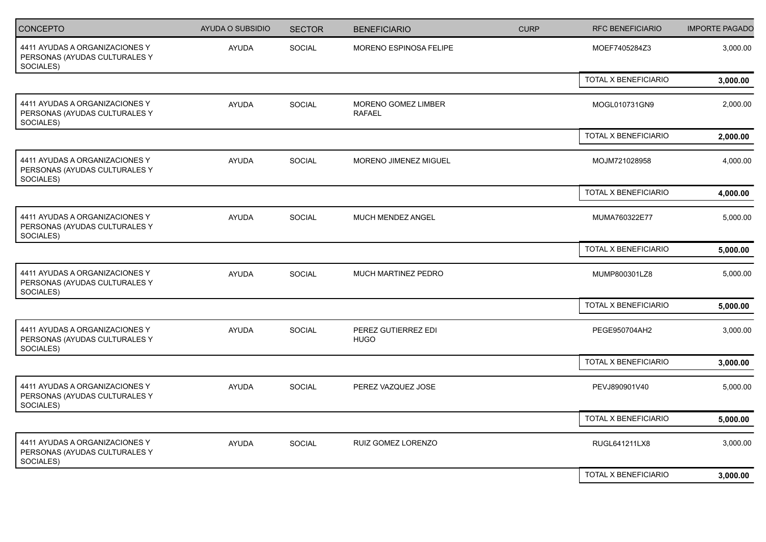| CONCEPTO | AYUDA O SUBSIDIO | SECTOR | BENEFICIARIO | CURP | RFC BENEFICIARIO | IMPORTE PAGADO |
|---|---|---|---|---|---|---|
| 4411 AYUDAS A ORGANIZACIONES Y PERSONAS (AYUDAS CULTURALES Y SOCIALES) | AYUDA | SOCIAL | MORENO ESPINOSA FELIPE | | MOEF7405284Z3 | 3,000.00 |
| | | | | | TOTAL X BENEFICIARIO | **3,000.00** |
| 4411 AYUDAS A ORGANIZACIONES Y PERSONAS (AYUDAS CULTURALES Y SOCIALES) | AYUDA | SOCIAL | MORENO GOMEZ LIMBER RAFAEL | | MOGL010731GN9 | 2,000.00 |
| | | | | | TOTAL X BENEFICIARIO | **2,000.00** |
| 4411 AYUDAS A ORGANIZACIONES Y PERSONAS (AYUDAS CULTURALES Y SOCIALES) | AYUDA | SOCIAL | MORENO JIMENEZ MIGUEL | | MOJM721028958 | 4,000.00 |
| | | | | | TOTAL X BENEFICIARIO | **4,000.00** |
| 4411 AYUDAS A ORGANIZACIONES Y PERSONAS (AYUDAS CULTURALES Y SOCIALES) | AYUDA | SOCIAL | MUCH MENDEZ ANGEL | | MUMA760322E77 | 5,000.00 |
| | | | | | TOTAL X BENEFICIARIO | **5,000.00** |
| 4411 AYUDAS A ORGANIZACIONES Y PERSONAS (AYUDAS CULTURALES Y SOCIALES) | AYUDA | SOCIAL | MUCH MARTINEZ PEDRO | | MUMP800301LZ8 | 5,000.00 |
| | | | | | TOTAL X BENEFICIARIO | **5,000.00** |
| 4411 AYUDAS A ORGANIZACIONES Y PERSONAS (AYUDAS CULTURALES Y SOCIALES) | AYUDA | SOCIAL | PEREZ GUTIERREZ EDI HUGO | | PEGE950704AH2 | 3,000.00 |
| | | | | | TOTAL X BENEFICIARIO | **3,000.00** |
| 4411 AYUDAS A ORGANIZACIONES Y PERSONAS (AYUDAS CULTURALES Y SOCIALES) | AYUDA | SOCIAL | PEREZ VAZQUEZ JOSE | | PEVJ890901V40 | 5,000.00 |
| | | | | | TOTAL X BENEFICIARIO | **5,000.00** |
| 4411 AYUDAS A ORGANIZACIONES Y PERSONAS (AYUDAS CULTURALES Y SOCIALES) | AYUDA | SOCIAL | RUIZ GOMEZ LORENZO | | RUGL641211LX8 | 3,000.00 |
| | | | | | TOTAL X BENEFICIARIO | **3,000.00** |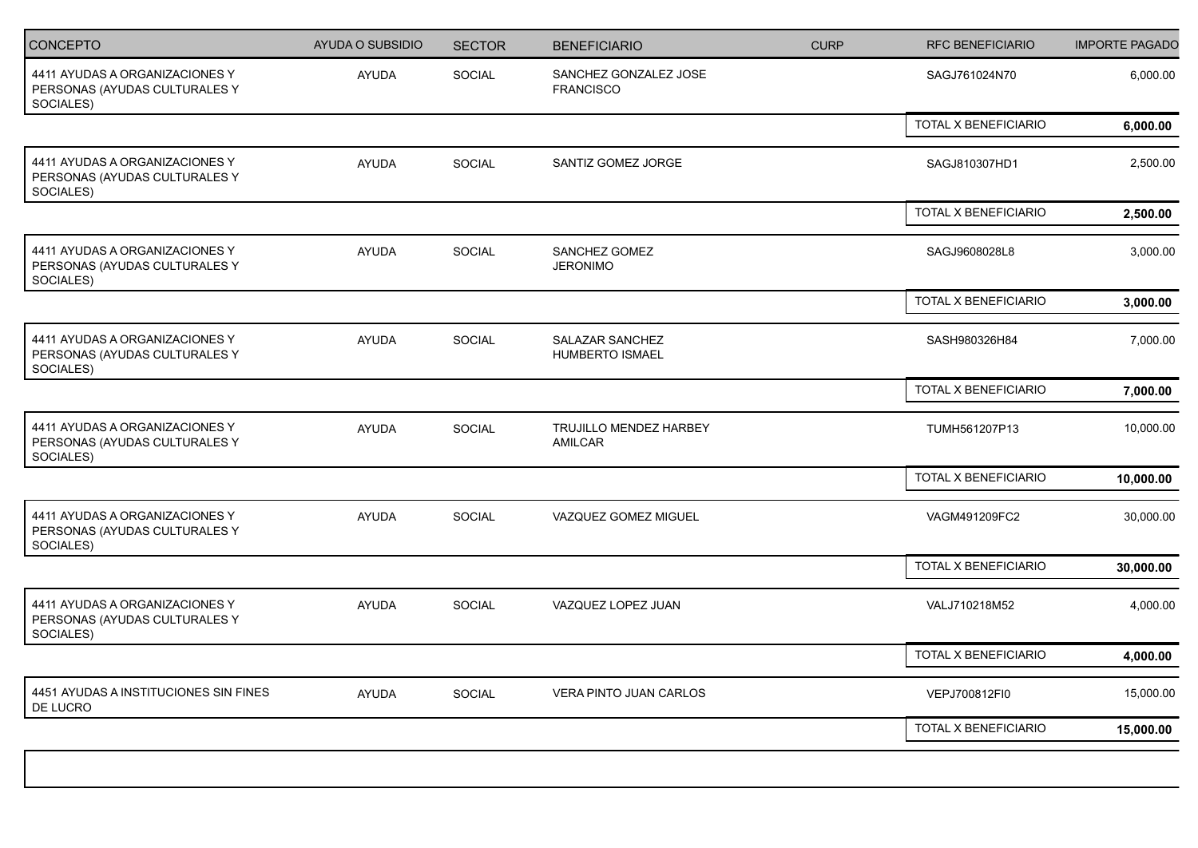| CONCEPTO | AYUDA O SUBSIDIO | SECTOR | BENEFICIARIO | CURP | RFC BENEFICIARIO | IMPORTE PAGADO |
|---|---|---|---|---|---|---|
| 4411 AYUDAS A ORGANIZACIONES Y PERSONAS (AYUDAS CULTURALES Y SOCIALES) | AYUDA | SOCIAL | SANCHEZ GONZALEZ JOSE FRANCISCO | | SAGJ761024N70 | 6,000.00 |
| | | | | | TOTAL X BENEFICIARIO | **6,000.00** |
| 4411 AYUDAS A ORGANIZACIONES Y PERSONAS (AYUDAS CULTURALES Y SOCIALES) | AYUDA | SOCIAL | SANTIZ GOMEZ JORGE | | SAGJ810307HD1 | 2,500.00 |
| | | | | | TOTAL X BENEFICIARIO | **2,500.00** |
| 4411 AYUDAS A ORGANIZACIONES Y PERSONAS (AYUDAS CULTURALES Y SOCIALES) | AYUDA | SOCIAL | SANCHEZ GOMEZ JERONIMO | | SAGJ9608028L8 | 3,000.00 |
| | | | | | TOTAL X BENEFICIARIO | **3,000.00** |
| 4411 AYUDAS A ORGANIZACIONES Y PERSONAS (AYUDAS CULTURALES Y SOCIALES) | AYUDA | SOCIAL | SALAZAR SANCHEZ HUMBERTO ISMAEL | | SASH980326H84 | 7,000.00 |
| | | | | | TOTAL X BENEFICIARIO | **7,000.00** |
| 4411 AYUDAS A ORGANIZACIONES Y PERSONAS (AYUDAS CULTURALES Y SOCIALES) | AYUDA | SOCIAL | TRUJILLO MENDEZ HARBEY AMILCAR | | TUMH561207P13 | 10,000.00 |
| | | | | | TOTAL X BENEFICIARIO | **10,000.00** |
| 4411 AYUDAS A ORGANIZACIONES Y PERSONAS (AYUDAS CULTURALES Y SOCIALES) | AYUDA | SOCIAL | VAZQUEZ GOMEZ MIGUEL | | VAGM491209FC2 | 30,000.00 |
| | | | | | TOTAL X BENEFICIARIO | **30,000.00** |
| 4411 AYUDAS A ORGANIZACIONES Y PERSONAS (AYUDAS CULTURALES Y SOCIALES) | AYUDA | SOCIAL | VAZQUEZ LOPEZ JUAN | | VALJ710218M52 | 4,000.00 |
| | | | | | TOTAL X BENEFICIARIO | **4,000.00** |
| 4451 AYUDAS A INSTITUCIONES SIN FINES DE LUCRO | AYUDA | SOCIAL | VERA PINTO JUAN CARLOS | | VEPJ700812FI0 | 15,000.00 |
| | | | | | TOTAL X BENEFICIARIO | **15,000.00** |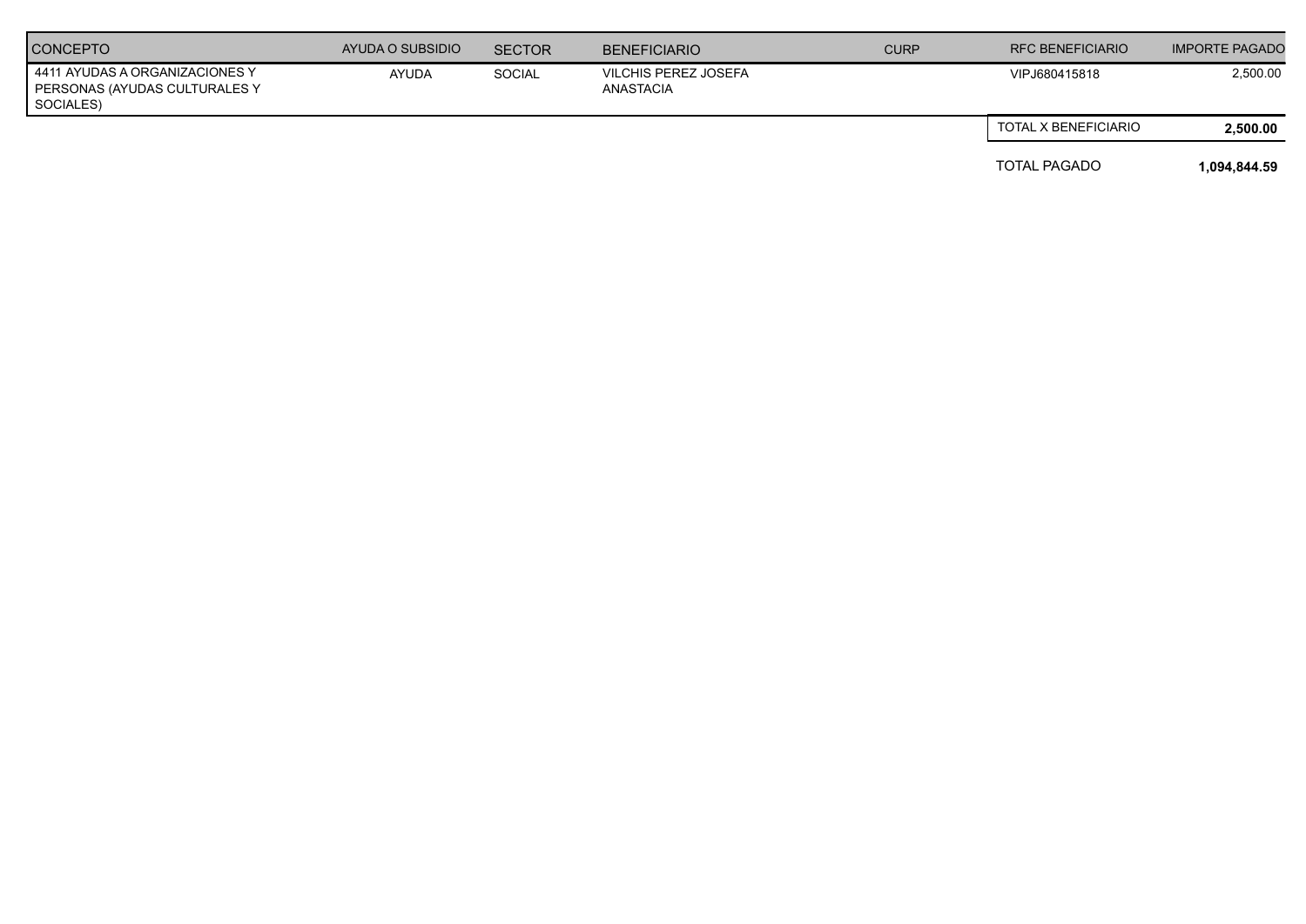| CONCEPTO | AYUDA O SUBSIDIO | SECTOR | BENEFICIARIO | CURP | RFC BENEFICIARIO | IMPORTE PAGADO |
|---|---|---|---|---|---|---|
| 4411 AYUDAS A ORGANIZACIONES Y PERSONAS (AYUDAS CULTURALES Y SOCIALES) | AYUDA | SOCIAL | VILCHIS PEREZ JOSEFA ANASTACIA | | VIPJ680415818 | 2,500.00 |
| | | | | | TOTAL X BENEFICIARIO | **2,500.00** |
| | | | | | TOTAL PAGADO | **1,094,844.59** |